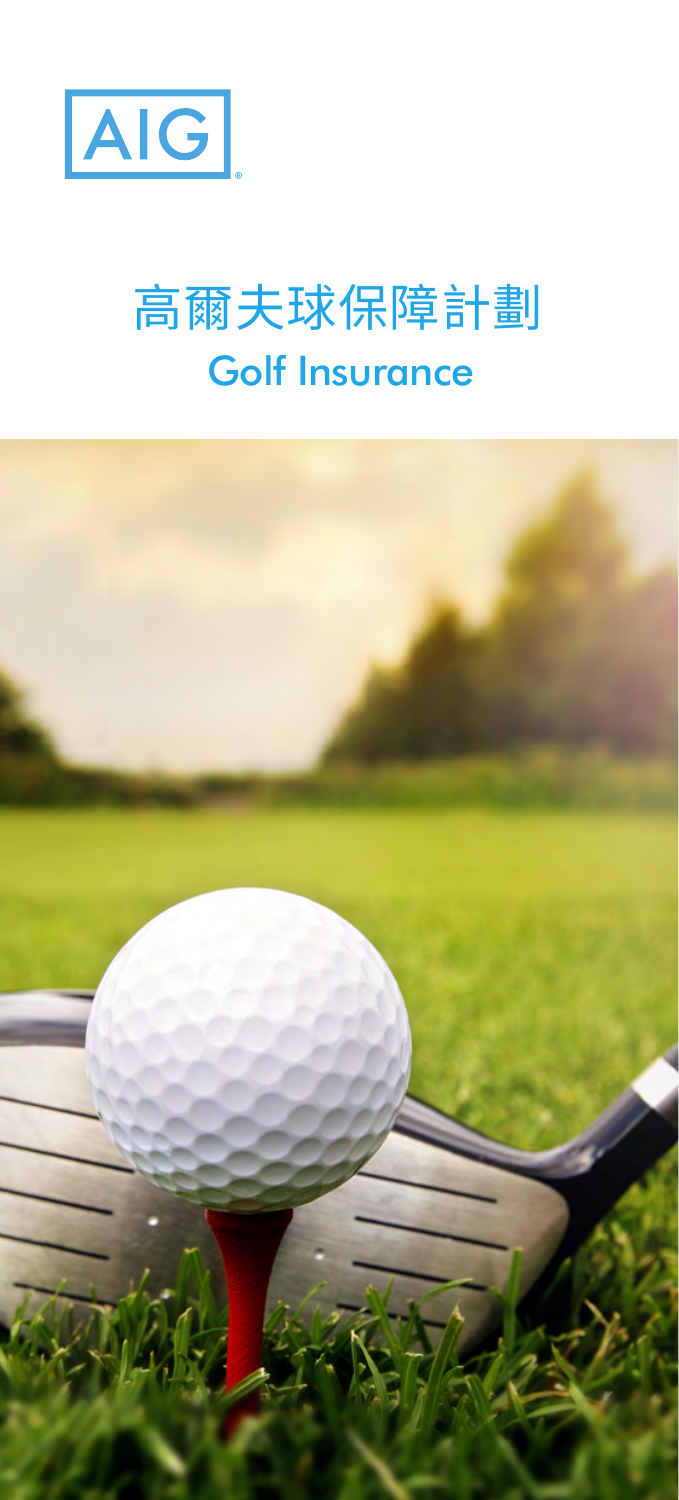AIG

# 高爾夫球保障計劃
## Golf Insurance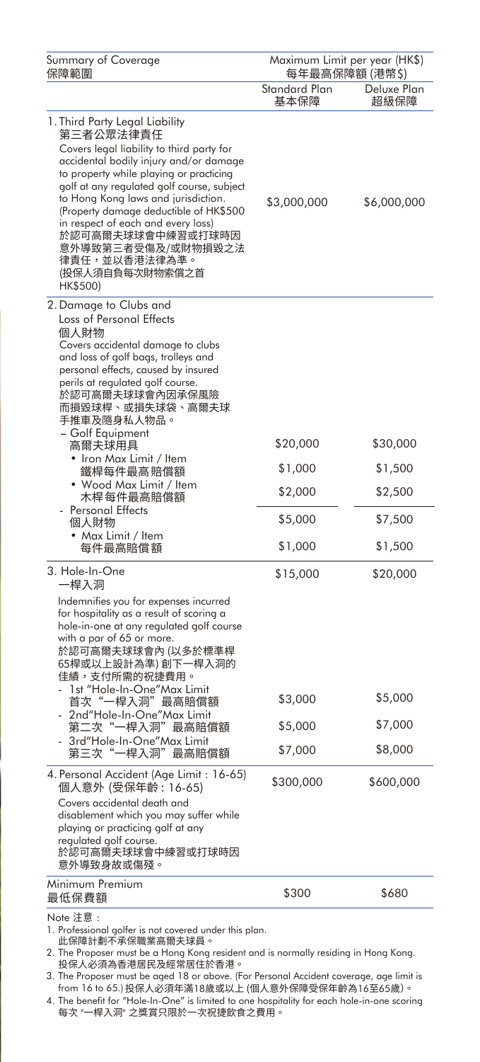| Summary of Coverage<br>保障範圍 | Maximum Limit per year (HK$)<br>每年最高保障額 (港幣$) | |
|---|---|---|
| | Standard Plan<br>基本保障 | Deluxe Plan<br>超級保障 |
| 1. Third Party Legal Liability<br>第三者公眾法律責任<br>Covers legal liability to third party for accidental bodily injury and/or damage to property while playing or practicing golf at any regulated golf course, subject to Hong Kong laws and jurisdiction. (Property damage deductible of HK$500 in respect of each and every loss)<br>於認可高爾夫球球會中練習或打球時因意外導致第三者受傷及/或財物損毀之法律責任，並以香港法律為準。<br>(投保人須自負每次財物索償之首HK$500) | $3,000,000 | $6,000,000 |
| 2. Damage to Clubs and Loss of Personal Effects<br>個人財物<br>Covers accidental damage to clubs and loss of golf bags, trolleys and personal effects, caused by insured perils at regulated golf course.<br>於認可高爾夫球球會內因承保風險而損毀球桿、或損失球袋、高爾夫球手推車及隨身私人物品。 | | |
| – Golf Equipment<br>高爾夫球用具 | $20,000 | $30,000 |
| • Iron Max Limit / Item<br>鐵桿每件最高賠償額 | $1,000 | $1,500 |
| • Wood Max Limit / Item<br>木桿每件最高賠償額 | $2,000 | $2,500 |
| - Personal Effects<br>個人財物 | $5,000 | $7,500 |
| • Max Limit / Item<br>每件最高賠償額 | $1,000 | $1,500 |
| 3. Hole-In-One<br>一桿入洞<br>Indemnifies you for expenses incurred for hospitality as a result of scoring a hole-in-one at any regulated golf course with a par of 65 or more.<br>於認可高爾夫球球會內 (以多於標準桿65桿或以上設計為準) 創下一桿入洞的佳績，支付所需的祝捷費用。 | $15,000 | $20,000 |
| - 1st "Hole-In-One" Max Limit<br>首次 "一桿入洞" 最高賠償額 | $3,000 | $5,000 |
| - 2nd "Hole-In-One" Max Limit<br>第二次 "一桿入洞" 最高賠償額 | $5,000 | $7,000 |
| - 3rd "Hole-In-One" Max Limit<br>第三次 "一桿入洞" 最高賠償額 | $7,000 | $8,000 |
| 4. Personal Accident (Age Limit : 16-65)<br>個人意外 (受保年齡 : 16-65)<br>Covers accidental death and disablement which you may suffer while playing or practicing golf at any regulated golf course.<br>於認可高爾夫球球會中練習或打球時因意外導致身故或傷殘。 | $300,000 | $600,000 |
| Minimum Premium<br>最低保費額 | $300 | $680 |

Note 注意 :

1. Professional golfer is not covered under this plan.
   此保障計劃不承保職業高爾夫球員。
2. The Proposer must be a Hong Kong resident and is normally residing in Hong Kong.
   投保人必須為香港居民及經常居住於香港。
3. The Proposer must be aged 18 or above. (For Personal Accident coverage, age limit is from 16 to 65.) 投保人必須年滿18歲或以上 (個人意外保障受保年齡為16至65歲)。
4. The benefit for "Hole-In-One" is limited to one hospitality for each hole-in-one scoring
   每次 "一桿入洞" 之獎賞只限於一次祝捷飲食之費用。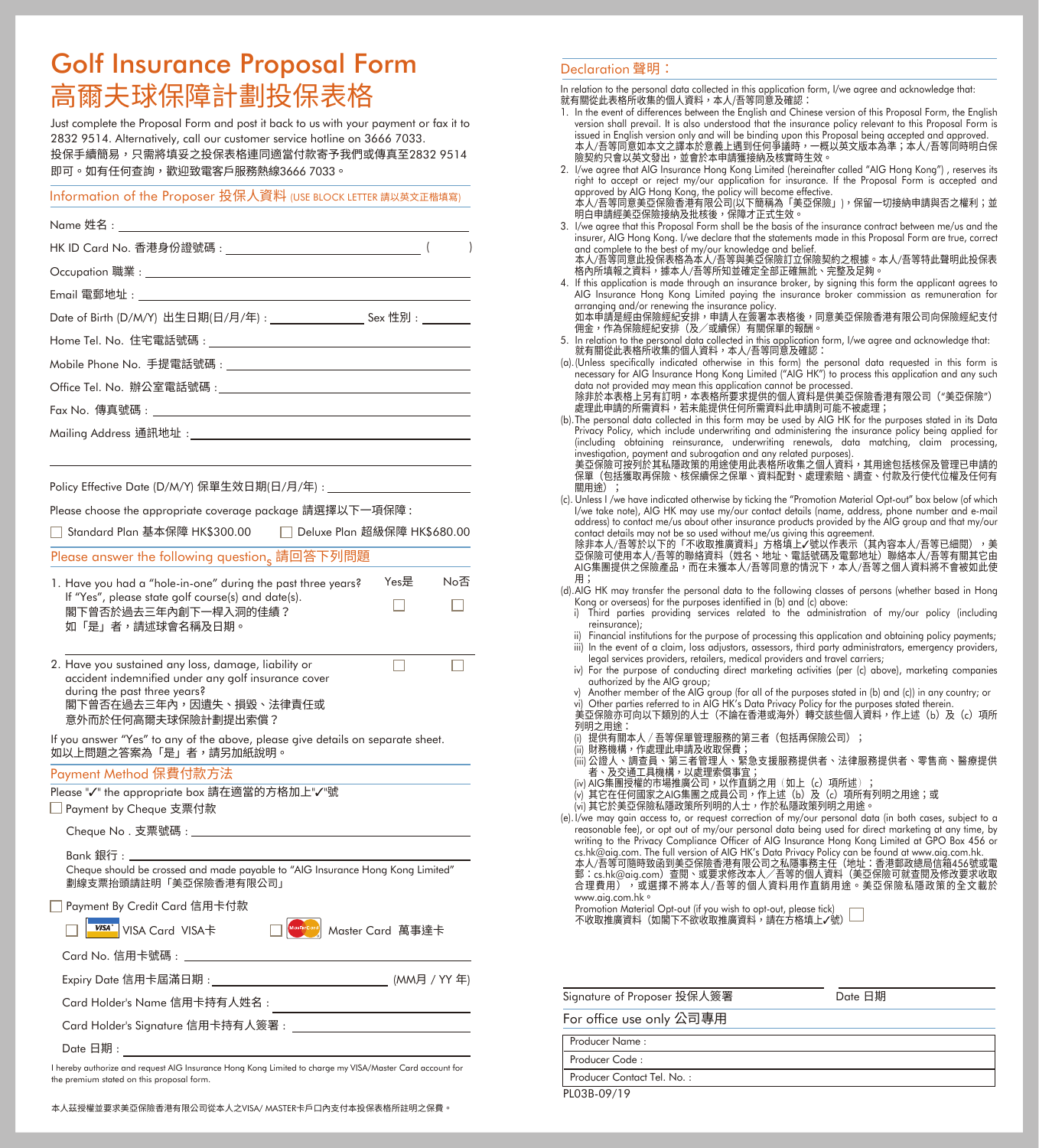# Golf Insurance Proposal Form
# 高爾夫球保障計劃投保表格

Just complete the Proposal Form and post it back to us with your payment or fax it to 2832 9514. Alternatively, call our customer service hotline on 3666 7033.
投保手續簡易，只需將填妥之投保表格連同適當付款寄予我們或傳真至2832 9514即可。如有任何查詢，歡迎致電客戶服務熱線3666 7033。

## Information of the Proposer 投保人資料 (USE BLOCK LETTER 請以英文正楷填寫)

Name 姓名：

HK ID Card No. 香港身份證號碼：( )

Occupation 職業：

Email 電郵地址：

Date of Birth (D/M/Y) 出生日期(日/月/年)： Sex 性別：

Home Tel. No. 住宅電話號碼：

Mobile Phone No. 手提電話號碼：

Office Tel. No. 辦公室電話號碼：

Fax No. 傳真號碼：

Mailing Address 通訊地址：

Policy Effective Date (D/M/Y) 保單生效日期(日/月/年)：

Please choose the appropriate coverage package 請選擇以下一項保障：

☐ Standard Plan 基本保障 HK$300.00 ☐ Deluxe Plan 超級保障 HK$680.00

## Please answer the following questions 請回答下列問題

| | Yes是 | No否 |
|---|---|---|
| 1. Have you had a "hole-in-one" during the past three years? If "Yes", please state golf course(s) and date(s). 閣下曾否於過去三年內創下一桿入洞的佳績？如「是」者，請述球會名稱及日期。 | ☐ | ☐ |
| 2. Have you sustained any loss, damage, liability or accident indemnified under any golf insurance cover during the past three years? 閣下曾否在過去三年內，因遺失、損毀、法律責任或意外而於任何高爾夫球保險計劃提出索償？ | ☐ | ☐ |

If you answer "Yes" to any of the above, please give details on separate sheet.
如以上問題之答案為「是」者，請另加紙說明。

## Payment Method 保費付款方法

Please "✓" the appropriate box 請在適當的方格加上"✓"號

☐ Payment by Cheque 支票付款

Cheque No . 支票號碼：

Bank 銀行：

Cheque should be crossed and made payable to "AIG Insurance Hong Kong Limited"
劃線支票抬頭請註明「美亞保險香港有限公司」

☐ Payment By Credit Card 信用卡付款

☐ VISA Card VISA卡 ☐ Master Card 萬事達卡

Card No. 信用卡號碼：

Expiry Date 信用卡屆滿日期： (MM月 / YY 年)

Card Holder's Name 信用卡持有人姓名：

Card Holder's Signature 信用卡持有人簽署：

Date 日期：

I hereby authorize and request AIG Insurance Hong Kong Limited to charge my VISA/Master Card account for the premium stated on this proposal form.

本人茲授權並要求美亞保險香港有限公司從本人之VISA/ MASTER卡戶口內支付本投保表格所註明之保費。

## Declaration 聲明：

In relation to the personal data collected in this application form, I/we agree and acknowledge that:
就有關從此表格所收集的個人資料，本人/吾等同意及確認：

1. In the event of differences between the English and Chinese version of this Proposal Form, the English version shall prevail. It is also understood that the insurance policy relevant to this Proposal Form is issued in English version only and will be binding upon this Proposal being accepted and approved.
本人/吾等同意如本文之譯本於意義上遇到任何爭議時，一概以英文版本為準；本人/吾等同時明白保險契約只會以英文發出，並會於本申請獲接納及核實時生效。
2. I/we agree that AIG Insurance Hong Kong Limited (hereinafter called "AIG Hong Kong"), reserves its right to accept or reject my/our application for insurance. If the Proposal Form is accepted and approved by AIG Hong Kong, the policy will become effective.
本人/吾等同意美亞保險香港有限公司(以下簡稱為「美亞保險」)，保留一切接納申請與否之權利；並明白申請經美亞保險接納及批核後，保障才正式生效。
3. I/we agree that this Proposal Form shall be the basis of the insurance contract between me/us and the insurer, AIG Hong Kong. I/we declare that the statements made in this Proposal Form are true, correct and complete to the best of my/our knowledge and belief.
本人/吾等同意此投保表格為本人/吾等與美亞保險訂立保險契約之根據。本人/吾等特此聲明此投保表格內所填報之資料，據本人/吾等所知並確定全部正確無訛、完整及足夠。
4. If this application is made through an insurance broker, by signing this form the applicant agrees to AIG Insurance Hong Kong Limited paying the insurance broker commission as remuneration for arranging and/or renewing the insurance policy.
如本申請是經由保險經紀安排，申請人在簽署本表格後，同意美亞保險香港有限公司向保險經紀支付佣金，作為保險經紀安排（及／或續保）有關保單的報酬。
5. In relation to the personal data collected in this application form, I/we agree and acknowledge that:
就有關從此表格所收集的個人資料，本人/吾等同意及確認：

(a). (Unless specifically indicated otherwise in this form) the personal data requested in this form is necessary for AIG Insurance Hong Kong Limited ("AIG HK") to process this application and any such data not provided may mean this application cannot be processed.
除非於本表格上另有訂明，本表格所要求提供的個人資料是供美亞保險香港有限公司（"美亞保險"）處理此申請的所需資料，若未能提供任何所需資料此申請則可能不被處理；

(b). The personal data collected in this form may be used by AIG HK for the purposes stated in its Data Privacy Policy, which include underwriting and administering the insurance policy being applied for (including obtaining reinsurance, underwriting renewals, data matching, claim processing, investigation, payment and subrogation and any related purposes).
美亞保險可按列於其私隱政策的用途使用此表格所收集之個人資料，其用途包括核保及管理已申請的保單（包括獲取再保險、核保續保之保單、資料配對、處理索賠、調查、付款及行使代位權及任何有關用途）；

(c). Unless I /we have indicated otherwise by ticking the "Promotion Material Opt-out" box below (of which I/we take note), AIG HK may use my/our contact details (name, address, phone number and e-mail address) to contact me/us about other insurance products provided by the AIG group and that my/our contact details may not be so used without me/us giving this agreement.
除非本人/吾等於以下的「不收取推廣資料」方格填上✓號以作表示（其內容本人/吾等已細閱），美亞保險可使用本人/吾等的聯絡資料（姓名、地址、電話號碼及電郵地址）聯絡本人/吾等有關其它由AIG集團提供之保險產品，而在未獲本人/吾等同意的情況下，本人/吾等之個人資料將不會被如此使用；

(d). AIG HK may transfer the personal data to the following classes of persons (whether based in Hong Kong or overseas) for the purposes identified in (b) and (c) above:
i) Third parties providing services related to the administration of my/our policy (including reinsurance);
ii) Financial institutions for the purpose of processing this application and obtaining policy payments;
iii) In the event of a claim, loss adjustors, assessors, third party administrators, emergency providers, legal services providers, retailers, medical providers and travel carriers;
iv) For the purpose of conducting direct marketing activities (per (c) above), marketing companies authorized by the AIG group;
v) Another member of the AIG group (for all of the purposes stated in (b) and (c)) in any country; or
vi) Other parties referred to in AIG HK's Data Privacy Policy for the purposes stated therein.

美亞保險亦可向以下類別的人士（不論在香港或海外）轉交該些個人資料，作上述（b）及（c）項所列明之用途：
(i) 提供有關本人 / 吾等保單管理服務的第三者（包括再保險公司）；
(ii) 財務機構，作處理此申請及收取保費；
(iii) 公證人、調查員、第三者管理人、緊急支援服務提供者、法律服務提供者、零售商、醫療提供者、及交通工具機構，以處理索償事宜；
(iv) AIG集團授權的市場推廣公司，以作直銷之用（如上（c）項所述）；
(v) 其它在任何國家之AIG集團之成員公司，作上述（b）及（c）項所有列明之用途；或
(vi) 其它於美亞保險私隱政策所列明的人士，作於私隱政策列明之用途。

(e). I/we may gain access to, or request correction of my/our personal data (in both cases, subject to a reasonable fee), or opt out of my/our personal data being used for direct marketing at any time, by writing to the Privacy Compliance Officer of AIG Insurance Hong Kong Limited at GPO Box 456 or cs.hk@aig.com. The full version of AIG HK's Data Privacy Policy can be found at www.aig.com.hk.
本人/吾等可隨時致函到美亞保險香港有限公司之私隱事務主任（地址：香港郵政總局信箱456號或電郵：cs.hk@aig.com）查閱、或要求修改本人／吾等的個人資料（美亞保險可就查閱及修改要求收取合理費用），或選擇不將本人/吾等的個人資料用作直銷用途。美亞保險私隱政策的全文載於www.aig.com.hk。

Promotion Material Opt-out (if you wish to opt-out, please tick)
不收取推廣資料（如閣下不欲收取推廣資料，請在方格填上✓號） ☐

Signature of Proposer 投保人簽署 Date 日期

For office use only 公司專用

| Producer Name : |
|---|
| Producer Code : |
| Producer Contact Tel. No. : |

PL03B-09/19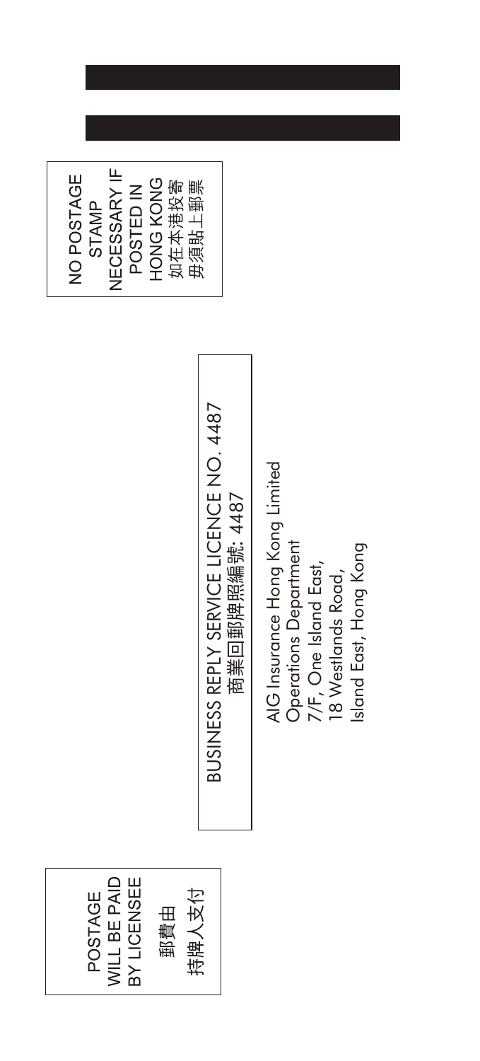POSTAGE
WILL BE PAID
BY LICENSEE

郵費由
持牌人支付

BUSINESS REPLY SERVICE LICENCE NO. 4487
商業回郵牌照編號: 4487

AIG Insurance Hong Kong Limited
Operations Department
7/F, One Island East,
18 Westlands Road,
Island East, Hong Kong

NO POSTAGE
STAMP
NECESSARY IF
POSTED IN
HONG KONG
如在本港投寄
毋須貼上郵票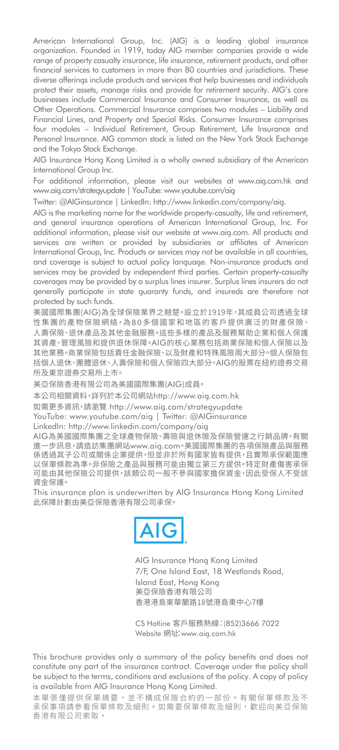American International Group, Inc. (AIG) is a leading global insurance organization. Founded in 1919, today AIG member companies provide a wide range of property casualty insurance, life insurance, retirement products, and other financial services to customers in more than 80 countries and jurisdictions. These diverse offerings include products and services that help businesses and individuals protect their assets, manage risks and provide for retirement security. AIG's core businesses include Commercial Insurance and Consumer Insurance, as well as Other Operations. Commercial Insurance comprises two modules – Liability and Financial Lines, and Property and Special Risks. Consumer Insurance comprises four modules – Individual Retirement, Group Retirement, Life Insurance and Personal Insurance. AIG common stock is listed on the New York Stock Exchange and the Tokyo Stock Exchange.

AIG Insurance Hong Kong Limited is a wholly owned subsidiary of the American International Group Inc.

For additional information, please visit our websites at www.aig.com.hk and www.aig.com/strategyupdate | YouTube: www.youtube.com/aig

Twitter: @AIGinsurance | LinkedIn: http://www.linkedin.com/company/aig.

AIG is the marketing name for the worldwide property-casualty, life and retirement, and general insurance operations of American International Group, Inc. For additional information, please visit our website at www.aig.com. All products and services are written or provided by subsidiaries or affiliates of American International Group, Inc. Products or services may not be available in all countries, and coverage is subject to actual policy language. Non-insurance products and services may be provided by independent third parties. Certain property-casualty coverages may be provided by a surplus lines insurer. Surplus lines insurers do not generally participate in state guaranty funds, and insureds are therefore not protected by such funds.

美國國際集團(AIG)為全球保險業界之翹楚。設立於1919年，其成員公司透過全球性集團的產物保險網絡，為80多個國家和地區的客戶提供廣泛的財產保險、人壽保險、退休產品及其他金融服務。這些多樣的產品及服務幫助企業和個人保護其資產、管理風險和提供退休保障。AIG的核心業務包括商業保險和個人保險以及其他業務。商業保險包括責任金融保險、以及財產和特殊風險兩大部分。個人保險包括個人退休、團體退休、人壽保險和個人保險四大部分。AIG的股票在紐約證券交易所及東京證券交易所上市。

美亞保險香港有限公司為美國國際集團(AIG)成員。

本公司相關資料，詳列於本公司網站http://www.aig.com.hk

如需更多資訊，請瀏覽 http://www.aig.com/strategyupdate

YouTube: www.youtube.com/aig | Twitter: @AIGinsurance

LinkedIn: http://www.linkedin.com/company/aig

AIG為美國國際集團之全球產物保險、壽險與退休險及保險營運之行銷品牌，有關進一步訊息，請造訪集團網站www.aig.com。美國國際集團的各項保險產品與服務係透過其子公司或關係企業提供，但並非於所有國家皆有提供，且實際承保範圍應以保單條款為準。非保險之產品與服務可能由獨立第三方提供。特定財產傷害承保可能由其他保險公司提供，該類公司一般不參與國家擔保資金，因此受保人不受該資金保護。

This insurance plan is underwritten by AIG Insurance Hong Kong Limited
此保障計劃由美亞保險香港有限公司承保。

AIG

AIG Insurance Hong Kong Limited
7/F, One Island East, 18 Westlands Road,
Island East, Hong Kong
美亞保險香港有限公司
香港港島東華蘭路18號港島東中心7樓

CS Hotline 客戶服務熱線：(852)3666 7022
Website 網址：www.aig.com.hk

This brochure provides only a summary of the policy benefits and does not constitute any part of the insurance contract. Coverage under the policy shall be subject to the terms, conditions and exclusions of the policy. A copy of policy is available from AIG Insurance Hong Kong Limited.

本單張僅提供保單摘要，並不構成保險合約的一部份。有關保單條款及不承保事項請參看保單條款及細則。如需要保單條款及細則，歡迎向美亞保險香港有限公司索取。